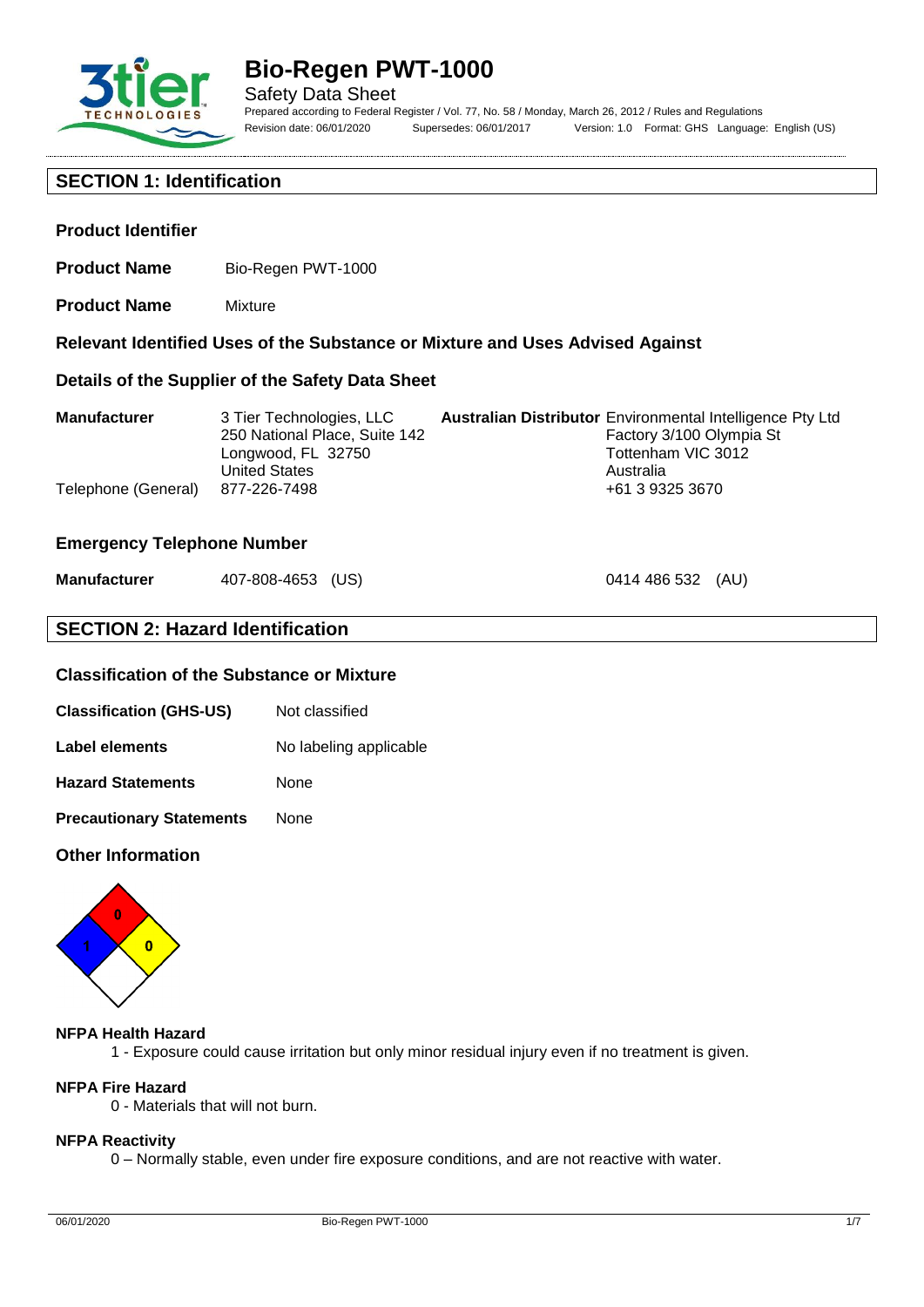# Bio-Regen PWT-1000

Safety Data Sheet

Prepared according to Federal Register / Vol. 77, No. 58 / Monday, March 26, 2012 / Rules and Regulations

Revision date: 06/01/2020 Supersedes: 06/01/2017 Version: 1.0 Format: GHS Language: English (US)

## SECTION 1: Identification

### Product Identifier

**Product Name** Bio-Regen PWT-1000

**Product Name** Mixture

### Relevant Identified Uses of the Substance or Mixture and Uses Advised Against

### Details of the Supplier of the Safety Data Sheet

| **Manufacturer** | 3 Tier Technologies, LLC<br>250 National Place, Suite 142<br>Longwood, FL 32750<br>United States | **Australian Distributor** | Environmental Intelligence Pty Ltd<br>Factory 3/100 Olympia St<br>Tottenham VIC 3012<br>Australia |
|---|---|---|---|
| Telephone (General) | 877-226-7498 | | +61 3 9325 3670 |

### Emergency Telephone Number

**Manufacturer** 407-808-4653 (US) 0414 486 532 (AU)

## SECTION 2: Hazard Identification

### Classification of the Substance or Mixture

**Classification (GHS-US)** Not classified

**Label elements** No labeling applicable

**Hazard Statements** None

**Precautionary Statements** None

### Other Information

**NFPA Health Hazard**

1 - Exposure could cause irritation but only minor residual injury even if no treatment is given.

**NFPA Fire Hazard**

0 - Materials that will not burn.

**NFPA Reactivity**

0 – Normally stable, even under fire exposure conditions, and are not reactive with water.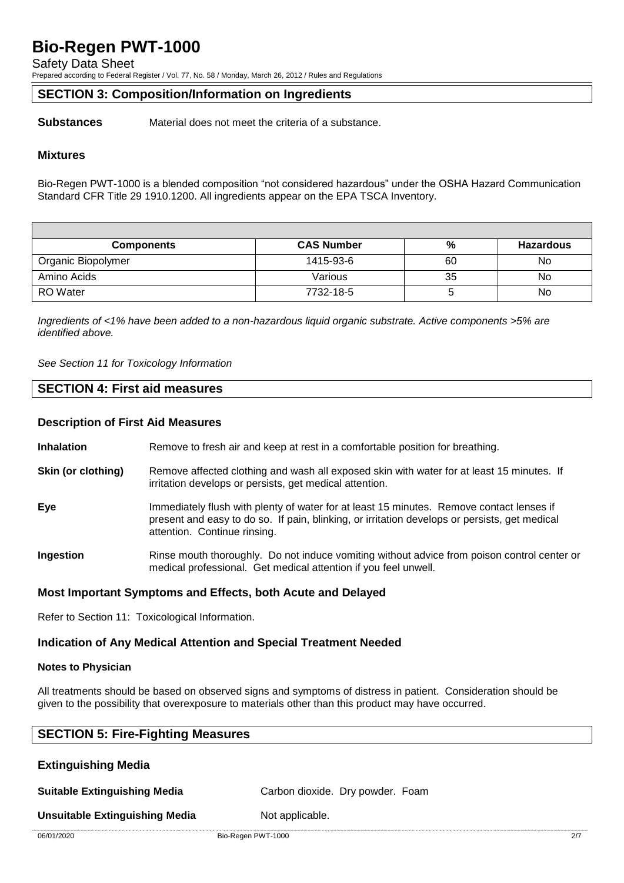## SECTION 3: Composition/Information on Ingredients

**Substances** Material does not meet the criteria of a substance.

### Mixtures

Bio-Regen PWT-1000 is a blended composition "not considered hazardous" under the OSHA Hazard Communication Standard CFR Title 29 1910.1200. All ingredients appear on the EPA TSCA Inventory.

| Components | CAS Number | % | Hazardous |
|---|---|---|---|
| Organic Biopolymer | 1415-93-6 | 60 | No |
| Amino Acids | Various | 35 | No |
| RO Water | 7732-18-5 | 5 | No |

*Ingredients of <1% have been added to a non-hazardous liquid organic substrate. Active components >5% are identified above.*

*See Section 11 for Toxicology Information*

## SECTION 4: First aid measures

### Description of First Aid Measures

**Inhalation** Remove to fresh air and keep at rest in a comfortable position for breathing.

**Skin (or clothing)** Remove affected clothing and wash all exposed skin with water for at least 15 minutes. If irritation develops or persists, get medical attention.

**Eye** Immediately flush with plenty of water for at least 15 minutes. Remove contact lenses if present and easy to do so. If pain, blinking, or irritation develops or persists, get medical attention. Continue rinsing.

**Ingestion** Rinse mouth thoroughly. Do not induce vomiting without advice from poison control center or medical professional. Get medical attention if you feel unwell.

### Most Important Symptoms and Effects, both Acute and Delayed

Refer to Section 11: Toxicological Information.

### Indication of Any Medical Attention and Special Treatment Needed

**Notes to Physician**

All treatments should be based on observed signs and symptoms of distress in patient. Consideration should be given to the possibility that overexposure to materials other than this product may have occurred.

## SECTION 5: Fire-Fighting Measures

### Extinguishing Media

**Suitable Extinguishing Media** Carbon dioxide. Dry powder. Foam

**Unsuitable Extinguishing Media** Not applicable.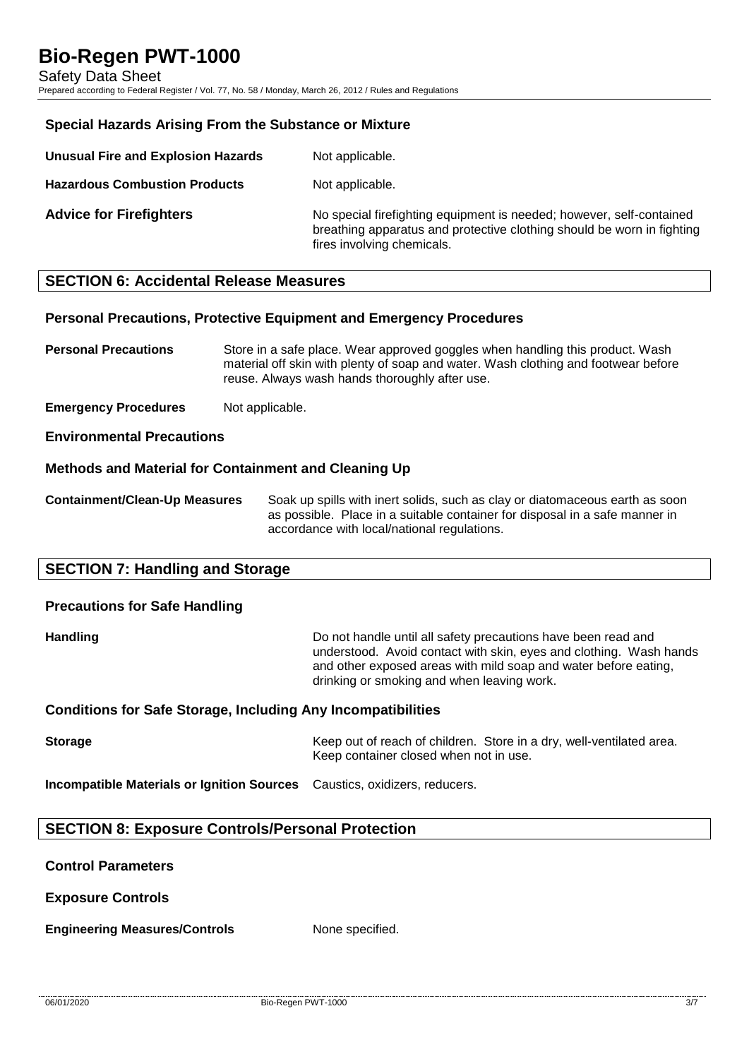### Special Hazards Arising From the Substance or Mixture

**Unusual Fire and Explosion Hazards** Not applicable.

**Hazardous Combustion Products** Not applicable.

**Advice for Firefighters** No special firefighting equipment is needed; however, self-contained breathing apparatus and protective clothing should be worn in fighting fires involving chemicals.

## SECTION 6: Accidental Release Measures

### Personal Precautions, Protective Equipment and Emergency Procedures

**Personal Precautions** Store in a safe place. Wear approved goggles when handling this product. Wash material off skin with plenty of soap and water. Wash clothing and footwear before reuse. Always wash hands thoroughly after use.

**Emergency Procedures** Not applicable.

### Environmental Precautions

### Methods and Material for Containment and Cleaning Up

**Containment/Clean-Up Measures** Soak up spills with inert solids, such as clay or diatomaceous earth as soon as possible. Place in a suitable container for disposal in a safe manner in accordance with local/national regulations.

## SECTION 7: Handling and Storage

### Precautions for Safe Handling

**Handling** Do not handle until all safety precautions have been read and understood. Avoid contact with skin, eyes and clothing. Wash hands and other exposed areas with mild soap and water before eating, drinking or smoking and when leaving work.

### Conditions for Safe Storage, Including Any Incompatibilities

**Storage** Keep out of reach of children. Store in a dry, well-ventilated area. Keep container closed when not in use.

**Incompatible Materials or Ignition Sources** Caustics, oxidizers, reducers.

## SECTION 8: Exposure Controls/Personal Protection

### Control Parameters

### Exposure Controls

**Engineering Measures/Controls** None specified.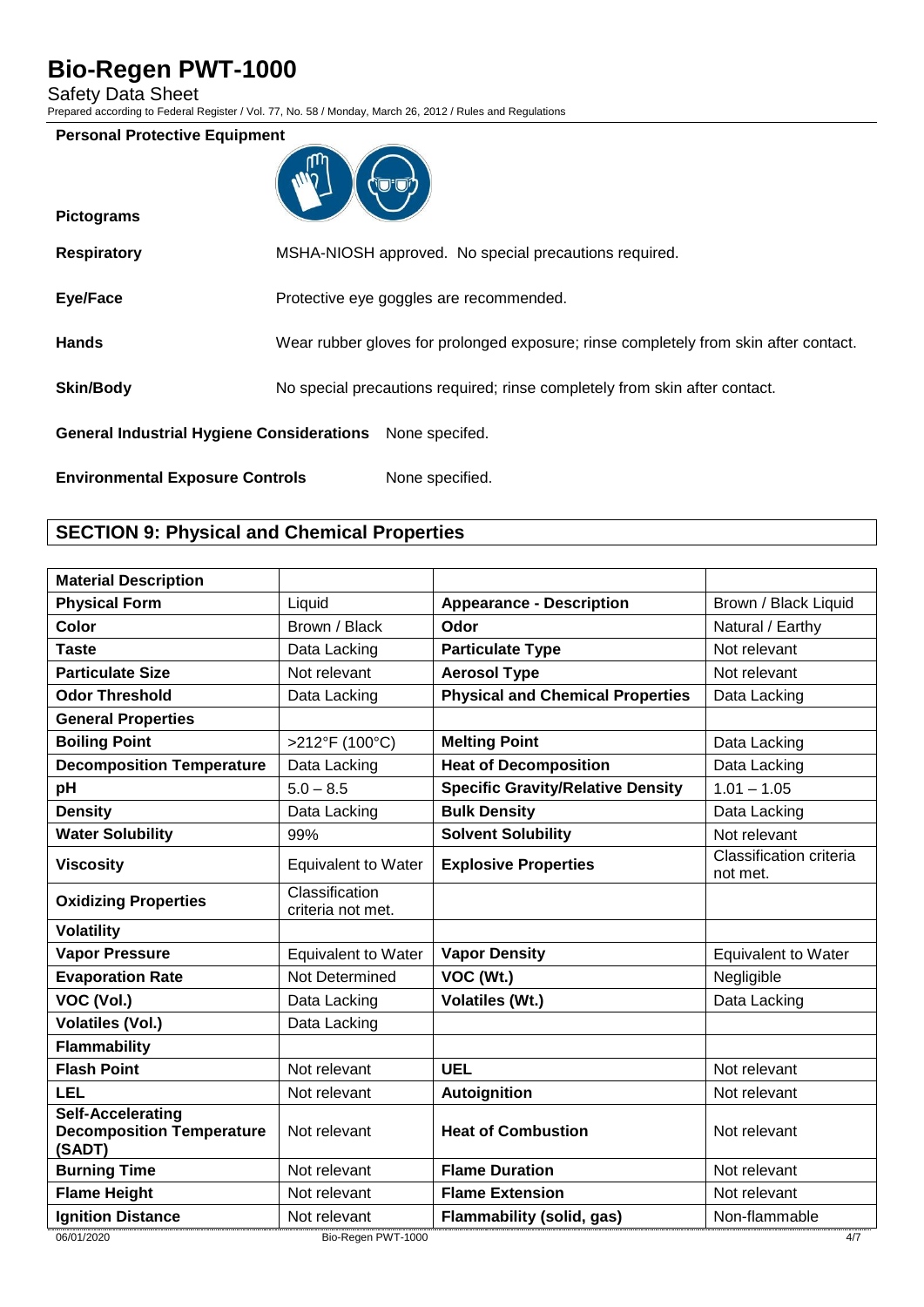**Personal Protective Equipment**

**Pictograms**

**Respiratory** MSHA-NIOSH approved. No special precautions required.

**Eye/Face** Protective eye goggles are recommended.

**Hands** Wear rubber gloves for prolonged exposure; rinse completely from skin after contact.

**Skin/Body** No special precautions required; rinse completely from skin after contact.

**General Industrial Hygiene Considerations** None specifed.

**Environmental Exposure Controls** None specified.

## SECTION 9: Physical and Chemical Properties

| **Material Description** | | | |
|---|---|---|---|
| **Physical Form** | Liquid | **Appearance - Description** | Brown / Black Liquid |
| **Color** | Brown / Black | **Odor** | Natural / Earthy |
| **Taste** | Data Lacking | **Particulate Type** | Not relevant |
| **Particulate Size** | Not relevant | **Aerosol Type** | Not relevant |
| **Odor Threshold** | Data Lacking | **Physical and Chemical Properties** | Data Lacking |
| **General Properties** | | | |
| **Boiling Point** | >212°F (100°C) | **Melting Point** | Data Lacking |
| **Decomposition Temperature** | Data Lacking | **Heat of Decomposition** | Data Lacking |
| **pH** | 5.0 – 8.5 | **Specific Gravity/Relative Density** | 1.01 – 1.05 |
| **Density** | Data Lacking | **Bulk Density** | Data Lacking |
| **Water Solubility** | 99% | **Solvent Solubility** | Not relevant |
| **Viscosity** | Equivalent to Water | **Explosive Properties** | Classification criteria not met. |
| **Oxidizing Properties** | Classification criteria not met. | | |
| **Volatility** | | | |
| **Vapor Pressure** | Equivalent to Water | **Vapor Density** | Equivalent to Water |
| **Evaporation Rate** | Not Determined | **VOC (Wt.)** | Negligible |
| **VOC (Vol.)** | Data Lacking | **Volatiles (Wt.)** | Data Lacking |
| **Volatiles (Vol.)** | Data Lacking | | |
| **Flammability** | | | |
| **Flash Point** | Not relevant | **UEL** | Not relevant |
| **LEL** | Not relevant | **Autoignition** | Not relevant |
| **Self-Accelerating Decomposition Temperature (SADT)** | Not relevant | **Heat of Combustion** | Not relevant |
| **Burning Time** | Not relevant | **Flame Duration** | Not relevant |
| **Flame Height** | Not relevant | **Flame Extension** | Not relevant |
| **Ignition Distance** | Not relevant | **Flammability (solid, gas)** | Non-flammable |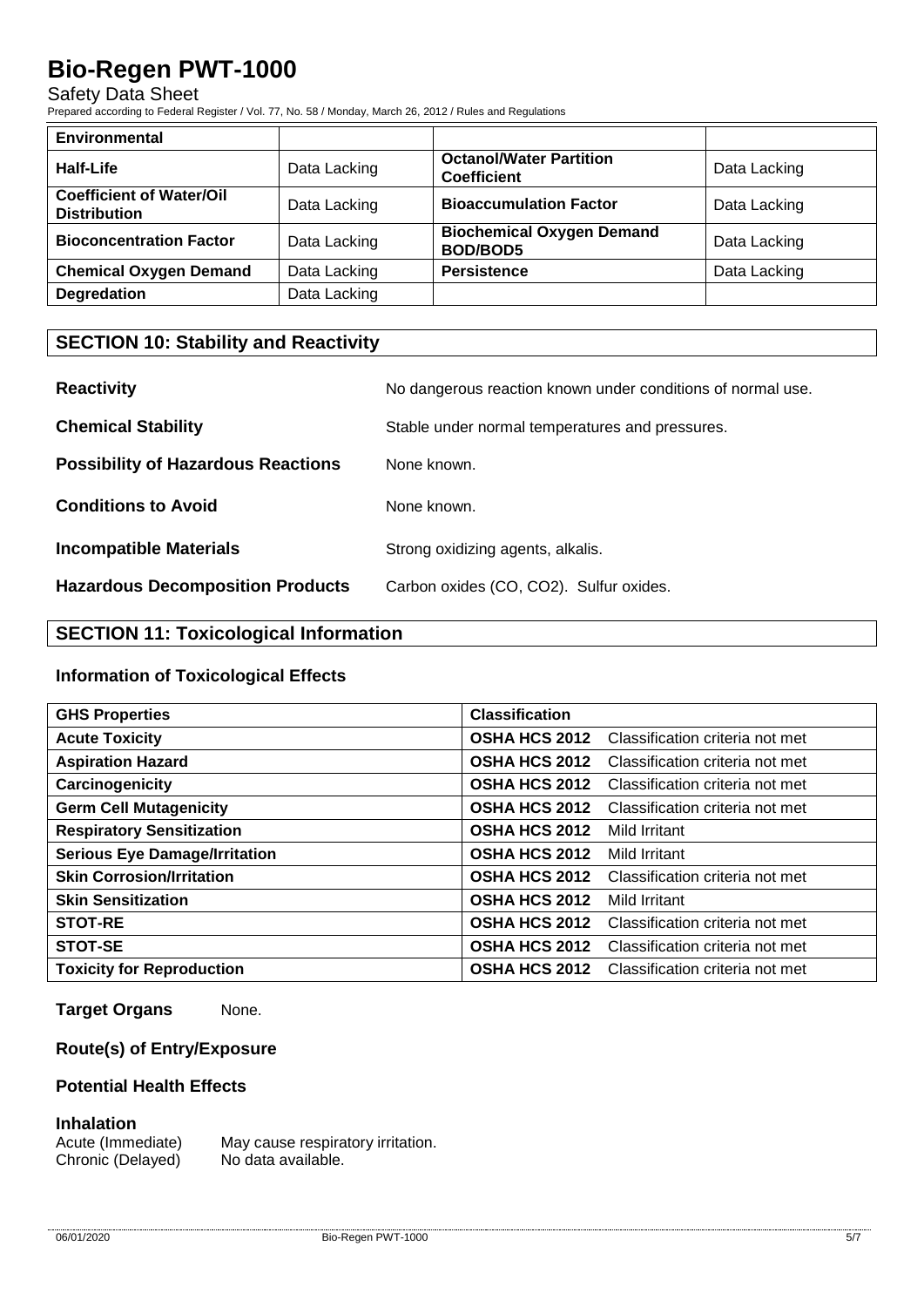| Environmental | | | |
|---|---|---|---|
| **Half-Life** | Data Lacking | **Octanol/Water Partition Coefficient** | Data Lacking |
| **Coefficient of Water/Oil Distribution** | Data Lacking | **Bioaccumulation Factor** | Data Lacking |
| **Bioconcentration Factor** | Data Lacking | **Biochemical Oxygen Demand BOD/BOD5** | Data Lacking |
| **Chemical Oxygen Demand** | Data Lacking | **Persistence** | Data Lacking |
| **Degredation** | Data Lacking | | |

## SECTION 10: Stability and Reactivity

**Reactivity** No dangerous reaction known under conditions of normal use.

**Chemical Stability** Stable under normal temperatures and pressures.

**Possibility of Hazardous Reactions** None known.

**Conditions to Avoid** None known.

**Incompatible Materials** Strong oxidizing agents, alkalis.

**Hazardous Decomposition Products** Carbon oxides (CO, $CO_2$). Sulfur oxides.

## SECTION 11: Toxicological Information

### Information of Toxicological Effects

| GHS Properties | Classification | |
|---|---|---|
| **Acute Toxicity** | **OSHA HCS 2012** | Classification criteria not met |
| **Aspiration Hazard** | **OSHA HCS 2012** | Classification criteria not met |
| **Carcinogenicity** | **OSHA HCS 2012** | Classification criteria not met |
| **Germ Cell Mutagenicity** | **OSHA HCS 2012** | Classification criteria not met |
| **Respiratory Sensitization** | **OSHA HCS 2012** | Mild Irritant |
| **Serious Eye Damage/Irritation** | **OSHA HCS 2012** | Mild Irritant |
| **Skin Corrosion/Irritation** | **OSHA HCS 2012** | Classification criteria not met |
| **Skin Sensitization** | **OSHA HCS 2012** | Mild Irritant |
| **STOT-RE** | **OSHA HCS 2012** | Classification criteria not met |
| **STOT-SE** | **OSHA HCS 2012** | Classification criteria not met |
| **Toxicity for Reproduction** | **OSHA HCS 2012** | Classification criteria not met |

**Target Organs** None.

### Route(s) of Entry/Exposure

### Potential Health Effects

**Inhalation**

Acute (Immediate) May cause respiratory irritation.

Chronic (Delayed) No data available.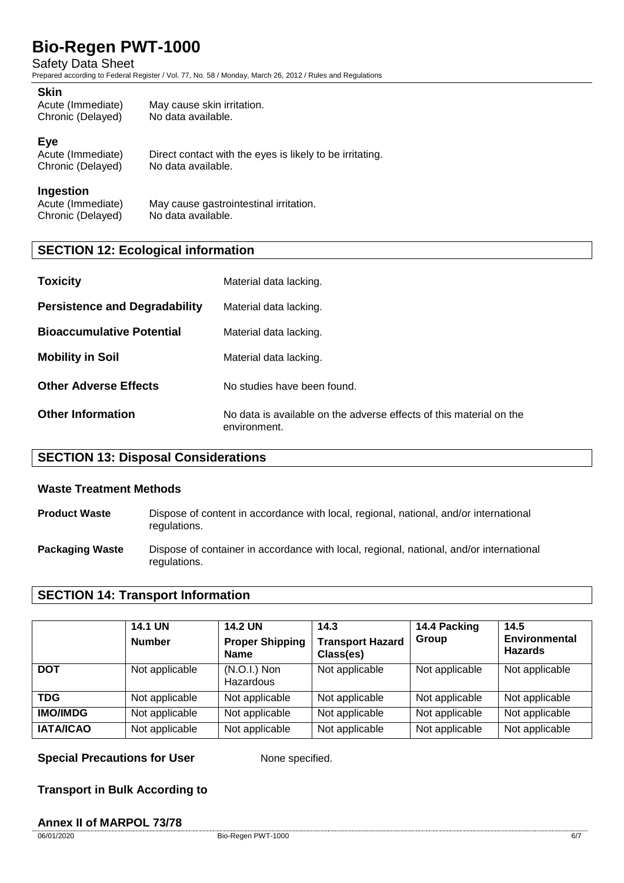### Skin

| | |
|---|---|
| Acute (Immediate) | May cause skin irritation. |
| Chronic (Delayed) | No data available. |

### Eye

| | |
|---|---|
| Acute (Immediate) | Direct contact with the eyes is likely to be irritating. |
| Chronic (Delayed) | No data available. |

### Ingestion

| | |
|---|---|
| Acute (Immediate) | May cause gastrointestinal irritation. |
| Chronic (Delayed) | No data available. |

## SECTION 12: Ecological information

**Toxicity** Material data lacking.

**Persistence and Degradability** Material data lacking.

**Bioaccumulative Potential** Material data lacking.

**Mobility in Soil** Material data lacking.

**Other Adverse Effects** No studies have been found.

**Other Information** No data is available on the adverse effects of this material on the environment.

## SECTION 13: Disposal Considerations

### Waste Treatment Methods

**Product Waste** Dispose of content in accordance with local, regional, national, and/or international regulations.

**Packaging Waste** Dispose of container in accordance with local, regional, national, and/or international regulations.

## SECTION 14: Transport Information

| | 14.1 UN Number | 14.2 UN Proper Shipping Name | 14.3 Transport Hazard Class(es) | 14.4 Packing Group | 14.5 Environmental Hazards |
|---|---|---|---|---|---|
| **DOT** | Not applicable | (N.O.I.) Non Hazardous | Not applicable | Not applicable | Not applicable |
| **TDG** | Not applicable | Not applicable | Not applicable | Not applicable | Not applicable |
| **IMO/IMDG** | Not applicable | Not applicable | Not applicable | Not applicable | Not applicable |
| **IATA/ICAO** | Not applicable | Not applicable | Not applicable | Not applicable | Not applicable |

**Special Precautions for User** None specified.

### Transport in Bulk According to

### Annex II of MARPOL 73/78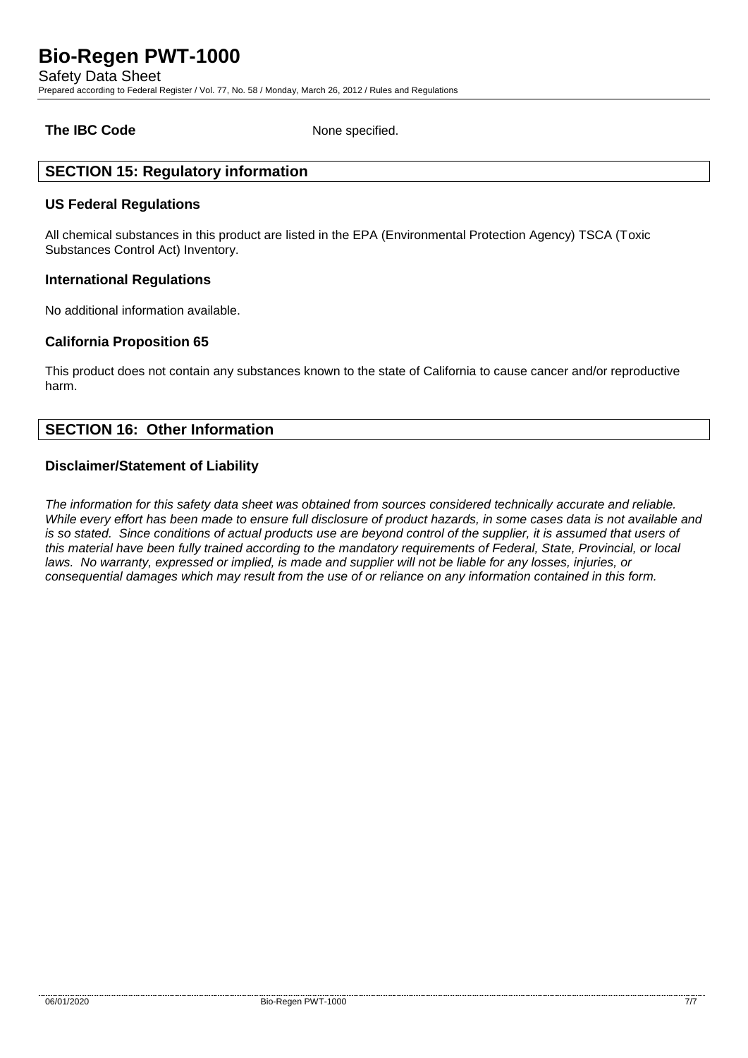**The IBC Code** None specified.

## SECTION 15: Regulatory information

### US Federal Regulations

All chemical substances in this product are listed in the EPA (Environmental Protection Agency) TSCA (Toxic Substances Control Act) Inventory.

### International Regulations

No additional information available.

### California Proposition 65

This product does not contain any substances known to the state of California to cause cancer and/or reproductive harm.

## SECTION 16: Other Information

### Disclaimer/Statement of Liability

*The information for this safety data sheet was obtained from sources considered technically accurate and reliable. While every effort has been made to ensure full disclosure of product hazards, in some cases data is not available and is so stated. Since conditions of actual products use are beyond control of the supplier, it is assumed that users of this material have been fully trained according to the mandatory requirements of Federal, State, Provincial, or local laws. No warranty, expressed or implied, is made and supplier will not be liable for any losses, injuries, or consequential damages which may result from the use of or reliance on any information contained in this form.*